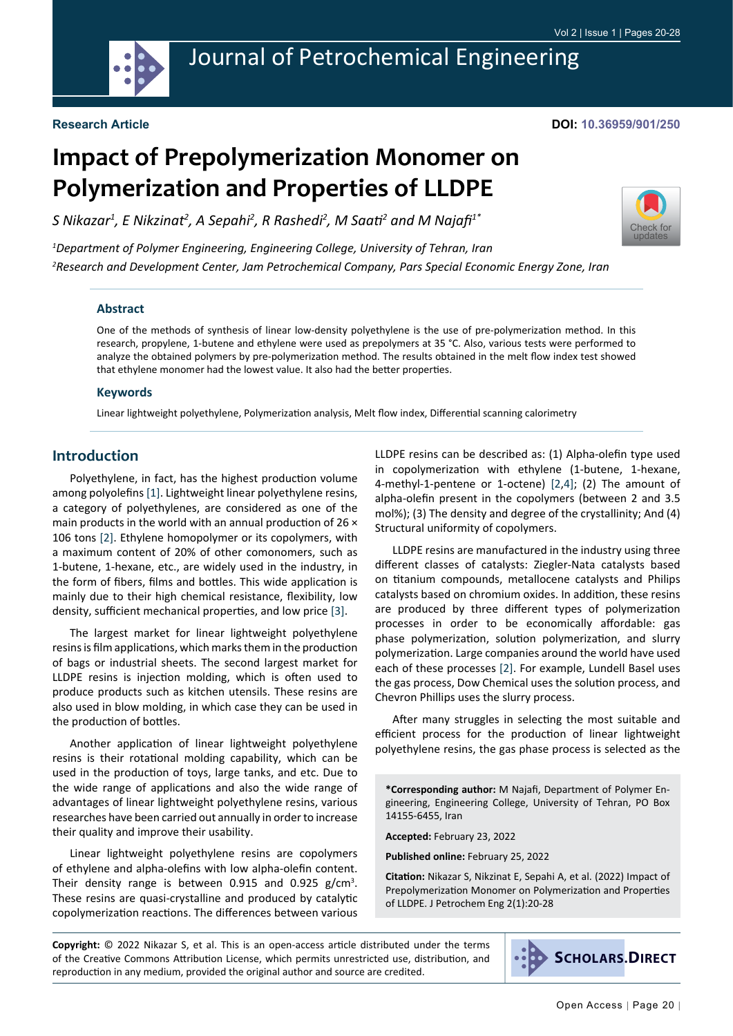Research Article

DOI: 10.36959/901/250

# Impact of Prepolymerization Monomer on Polymerization and Properties of LLDPE

*S Nikazar[1], E Nikzinat[2], A Sepahi[2], R Rashedi[2], M Saati[2] and M Najafi[1*]*

[1]*Department of Polymer Engineering, Engineering College, University of Tehran, Iran*

[2]*Research and Development Center, Jam Petrochemical Company, Pars Special Economic Energy Zone, Iran*

### Abstract

One of the methods of synthesis of linear low-density polyethylene is the use of pre-polymerization method. In this research, propylene, 1-butene and ethylene were used as prepolymers at 35 °C. Also, various tests were performed to analyze the obtained polymers by pre-polymerization method. The results obtained in the melt flow index test showed that ethylene monomer had the lowest value. It also had the better properties.

### Keywords

Linear lightweight polyethylene, Polymerization analysis, Melt flow index, Differential scanning calorimetry

## Introduction

Polyethylene, in fact, has the highest production volume among polyolefins [1]. Lightweight linear polyethylene resins, a category of polyethylenes, are considered as one of the main products in the world with an annual production of 26 × 106 tons [2]. Ethylene homopolymer or its copolymers, with a maximum content of 20% of other comonomers, such as 1-butene, 1-hexane, etc., are widely used in the industry, in the form of fibers, films and bottles. This wide application is mainly due to their high chemical resistance, flexibility, low density, sufficient mechanical properties, and low price [3].

The largest market for linear lightweight polyethylene resins is film applications, which marks them in the production of bags or industrial sheets. The second largest market for LLDPE resins is injection molding, which is often used to produce products such as kitchen utensils. These resins are also used in blow molding, in which case they can be used in the production of bottles.

Another application of linear lightweight polyethylene resins is their rotational molding capability, which can be used in the production of toys, large tanks, and etc. Due to the wide range of applications and also the wide range of advantages of linear lightweight polyethylene resins, various researches have been carried out annually in order to increase their quality and improve their usability.

Linear lightweight polyethylene resins are copolymers of ethylene and alpha-olefins with low alpha-olefin content. Their density range is between 0.915 and 0.925 g/cm$^3$. These resins are quasi-crystalline and produced by catalytic copolymerization reactions. The differences between various LLDPE resins can be described as: (1) Alpha-olefin type used in copolymerization with ethylene (1-butene, 1-hexane, 4-methyl-1-pentene or 1-octene) [2,4]; (2) The amount of alpha-olefin present in the copolymers (between 2 and 3.5 mol%); (3) The density and degree of the crystallinity; And (4) Structural uniformity of copolymers.

LLDPE resins are manufactured in the industry using three different classes of catalysts: Ziegler-Nata catalysts based on titanium compounds, metallocene catalysts and Philips catalysts based on chromium oxides. In addition, these resins are produced by three different types of polymerization processes in order to be economically affordable: gas phase polymerization, solution polymerization, and slurry polymerization. Large companies around the world have used each of these processes [2]. For example, Lundell Basel uses the gas process, Dow Chemical uses the solution process, and Chevron Phillips uses the slurry process.

After many struggles in selecting the most suitable and efficient process for the production of linear lightweight polyethylene resins, the gas phase process is selected as the

**\*Corresponding author:** M Najafi, Department of Polymer Engineering, Engineering College, University of Tehran, PO Box 14155-6455, Iran

**Accepted:** February 23, 2022

**Published online:** February 25, 2022

**Citation:** Nikazar S, Nikzinat E, Sepahi A, et al. (2022) Impact of Prepolymerization Monomer on Polymerization and Properties of LLDPE. J Petrochem Eng 2(1):20-28

**Copyright:** © 2022 Nikazar S, et al. This is an open-access article distributed under the terms of the Creative Commons Attribution License, which permits unrestricted use, distribution, and reproduction in any medium, provided the original author and source are credited.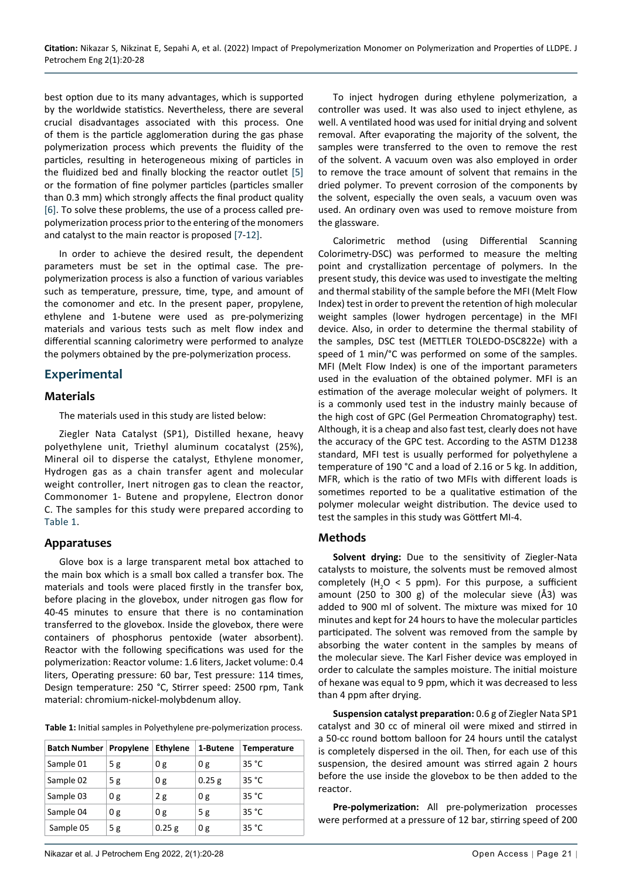best option due to its many advantages, which is supported by the worldwide statistics. Nevertheless, there are several crucial disadvantages associated with this process. One of them is the particle agglomeration during the gas phase polymerization process which prevents the fluidity of the particles, resulting in heterogeneous mixing of particles in the fluidized bed and finally blocking the reactor outlet [5] or the formation of fine polymer particles (particles smaller than 0.3 mm) which strongly affects the final product quality [6]. To solve these problems, the use of a process called pre-polymerization process prior to the entering of the monomers and catalyst to the main reactor is proposed [7-12].

In order to achieve the desired result, the dependent parameters must be set in the optimal case. The pre-polymerization process is also a function of various variables such as temperature, pressure, time, type, and amount of the comonomer and etc. In the present paper, propylene, ethylene and 1-butene were used as pre-polymerizing materials and various tests such as melt flow index and differential scanning calorimetry were performed to analyze the polymers obtained by the pre-polymerization process.

## Experimental

### Materials

The materials used in this study are listed below:

Ziegler Nata Catalyst (SP1), Distilled hexane, heavy polyethylene unit, Triethyl aluminum cocatalyst (25%), Mineral oil to disperse the catalyst, Ethylene monomer, Hydrogen gas as a chain transfer agent and molecular weight controller, Inert nitrogen gas to clean the reactor, Commonomer 1- Butene and propylene, Electron donor C. The samples for this study were prepared according to Table 1.

### Apparatuses

Glove box is a large transparent metal box attached to the main box which is a small box called a transfer box. The materials and tools were placed firstly in the transfer box, before placing in the glovebox, under nitrogen gas flow for 40-45 minutes to ensure that there is no contamination transferred to the glovebox. Inside the glovebox, there were containers of phosphorus pentoxide (water absorbent). Reactor with the following specifications was used for the polymerization: Reactor volume: 1.6 liters, Jacket volume: 0.4 liters, Operating pressure: 60 bar, Test pressure: 114 times, Design temperature: 250 °C, Stirrer speed: 2500 rpm, Tank material: chromium-nickel-molybdenum alloy.

**Table 1:** Initial samples in Polyethylene pre-polymerization process.

| Batch Number | Propylene | Ethylene | 1-Butene | Temperature |
|---|---|---|---|---|
| Sample 01 | 5 g | 0 g | 0 g | 35 °C |
| Sample 02 | 5 g | 0 g | 0.25 g | 35 °C |
| Sample 03 | 0 g | 2 g | 0 g | 35 °C |
| Sample 04 | 0 g | 0 g | 5 g | 35 °C |
| Sample 05 | 5 g | 0.25 g | 0 g | 35 °C |

To inject hydrogen during ethylene polymerization, a controller was used. It was also used to inject ethylene, as well. A ventilated hood was used for initial drying and solvent removal. After evaporating the majority of the solvent, the samples were transferred to the oven to remove the rest of the solvent. A vacuum oven was also employed in order to remove the trace amount of solvent that remains in the dried polymer. To prevent corrosion of the components by the solvent, especially the oven seals, a vacuum oven was used. An ordinary oven was used to remove moisture from the glassware.

Calorimetric method (using Differential Scanning Colorimetry-DSC) was performed to measure the melting point and crystallization percentage of polymers. In the present study, this device was used to investigate the melting and thermal stability of the sample before the MFI (Melt Flow Index) test in order to prevent the retention of high molecular weight samples (lower hydrogen percentage) in the MFI device. Also, in order to determine the thermal stability of the samples, DSC test (METTLER TOLEDO-DSC822e) with a speed of 1 min/°C was performed on some of the samples. MFI (Melt Flow Index) is one of the important parameters used in the evaluation of the obtained polymer. MFI is an estimation of the average molecular weight of polymers. It is a commonly used test in the industry mainly because of the high cost of GPC (Gel Permeation Chromatography) test. Although, it is a cheap and also fast test, clearly does not have the accuracy of the GPC test. According to the ASTM D1238 standard, MFI test is usually performed for polyethylene a temperature of 190 °C and a load of 2.16 or 5 kg. In addition, MFR, which is the ratio of two MFIs with different loads is sometimes reported to be a qualitative estimation of the polymer molecular weight distribution. The device used to test the samples in this study was Göttfert MI-4.

### Methods

**Solvent drying:** Due to the sensitivity of Ziegler-Nata catalysts to moisture, the solvents must be removed almost completely ($H_2O$ < 5 ppm). For this purpose, a sufficient amount (250 to 300 g) of the molecular sieve (Å3) was added to 900 ml of solvent. The mixture was mixed for 10 minutes and kept for 24 hours to have the molecular particles participated. The solvent was removed from the sample by absorbing the water content in the samples by means of the molecular sieve. The Karl Fisher device was employed in order to calculate the samples moisture. The initial moisture of hexane was equal to 9 ppm, which it was decreased to less than 4 ppm after drying.

**Suspension catalyst preparation:** 0.6 g of Ziegler Nata SP1 catalyst and 30 cc of mineral oil were mixed and stirred in a 50-cc round bottom balloon for 24 hours until the catalyst is completely dispersed in the oil. Then, for each use of this suspension, the desired amount was stirred again 2 hours before the use inside the glovebox to be then added to the reactor.

**Pre-polymerization:** All pre-polymerization processes were performed at a pressure of 12 bar, stirring speed of 200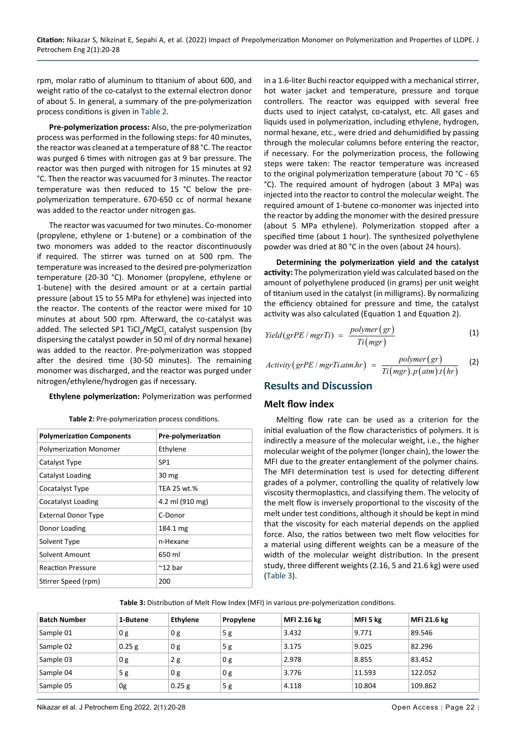rpm, molar ratio of aluminum to titanium of about 600, and weight ratio of the co-catalyst to the external electron donor of about 5. In general, a summary of the pre-polymerization process conditions is given in Table 2.

**Pre-polymerization process:** Also, the pre-polymerization process was performed in the following steps: for 40 minutes, the reactor was cleaned at a temperature of 88 °C. The reactor was purged 6 times with nitrogen gas at 9 bar pressure. The reactor was then purged with nitrogen for 15 minutes at 92 °C. Then the reactor was vacuumed for 3 minutes. The reactor temperature was then reduced to 15 °C below the pre-polymerization temperature. 670-650 cc of normal hexane was added to the reactor under nitrogen gas.

The reactor was vacuumed for two minutes. Co-monomer (propylene, ethylene or 1-butene) or a combination of the two monomers was added to the reactor discontinuously if required. The stirrer was turned on at 500 rpm. The temperature was increased to the desired pre-polymerization temperature (20-30 °C). Monomer (propylene, ethylene or 1-butene) with the desired amount or at a certain partial pressure (about 15 to 55 MPa for ethylene) was injected into the reactor. The contents of the reactor were mixed for 10 minutes at about 500 rpm. Afterward, the co-catalyst was added. The selected SP1 $TiCl_4/MgCl_2$ catalyst suspension (by dispersing the catalyst powder in 50 ml of dry normal hexane) was added to the reactor. Pre-polymerization was stopped after the desired time (30-50 minutes). The remaining monomer was discharged, and the reactor was purged under nitrogen/ethylene/hydrogen gas if necessary.

**Ethylene polymerization:** Polymerization was performed in a 1.6-liter Buchi reactor equipped with a mechanical stirrer, hot water jacket and temperature, pressure and torque controllers. The reactor was equipped with several free ducts used to inject catalyst, co-catalyst, etc. All gases and liquids used in polymerization, including ethylene, hydrogen, normal hexane, etc., were dried and dehumidified by passing through the molecular columns before entering the reactor, if necessary. For the polymerization process, the following steps were taken: The reactor temperature was increased to the original polymerization temperature (about 70 °C - 65 °C). The required amount of hydrogen (about 3 MPa) was injected into the reactor to control the molecular weight. The required amount of 1-butene co-monomer was injected into the reactor by adding the monomer with the desired pressure (about 5 MPa ethylene). Polymerization stopped after a specified time (about 1 hour). The synthesized polyethylene powder was dried at 80 °C in the oven (about 24 hours).

**Table 2:** Pre-polymerization process conditions.

| Polymerization Components | Pre-polymerization |
|---|---|
| Polymerization Monomer | Ethylene |
| Catalyst Type | SP1 |
| Catalyst Loading | 30 mg |
| Cocatalyst Type | TEA 25 wt.% |
| Cocatalyst Loading | 4.2 ml (910 mg) |
| External Donor Type | C-Donor |
| Donor Loading | 184.1 mg |
| Solvent Type | n-Hexane |
| Solvent Amount | 650 ml |
| Reaction Pressure | ~12 bar |
| Stirrer Speed (rpm) | 200 |

**Determining the polymerization yield and the catalyst activity:** The polymerization yield was calculated based on the amount of polyethylene produced (in grams) per unit weight of titanium used in the catalyst (in milligrams). By normalizing the efficiency obtained for pressure and time, the catalyst activity was also calculated (Equation 1 and Equation 2).

$$Yield(grPE/mgrTi) = \frac{polymer(gr)}{Ti(mgr)} \tag{1}$$

$$Activity(grPE/mgrTi.atm.hr) = \frac{polymer(gr)}{Ti(mgr).p(atm).t(hr)} \tag{2}$$

## Results and Discussion

### Melt flow index

Melting flow rate can be used as a criterion for the initial evaluation of the flow characteristics of polymers. It is indirectly a measure of the molecular weight, i.e., the higher molecular weight of the polymer (longer chain), the lower the MFI due to the greater entanglement of the polymer chains. The MFI determination test is used for detecting different grades of a polymer, controlling the quality of relatively low viscosity thermoplastics, and classifying them. The velocity of the melt flow is inversely proportional to the viscosity of the melt under test conditions, although it should be kept in mind that the viscosity for each material depends on the applied force. Also, the ratios between two melt flow velocities for a material using different weights can be a measure of the width of the molecular weight distribution. In the present study, three different weights (2.16, 5 and 21.6 kg) were used (Table 3).

**Table 3:** Distribution of Melt Flow Index (MFI) in various pre-polymerization conditions.

| Batch Number | 1-Butene | Ethylene | Propylene | MFI 2.16 kg | MFI 5 kg | MFI 21.6 kg |
|---|---|---|---|---|---|---|
| Sample 01 | 0 g | 0 g | 5 g | 3.432 | 9.771 | 89.546 |
| Sample 02 | 0.25 g | 0 g | 5 g | 3.175 | 9.025 | 82.296 |
| Sample 03 | 0 g | 2 g | 0 g | 2.978 | 8.855 | 83.452 |
| Sample 04 | 5 g | 0 g | 0 g | 3.776 | 11.593 | 122.052 |
| Sample 05 | 0g | 0.25 g | 5 g | 4.118 | 10.804 | 109.862 |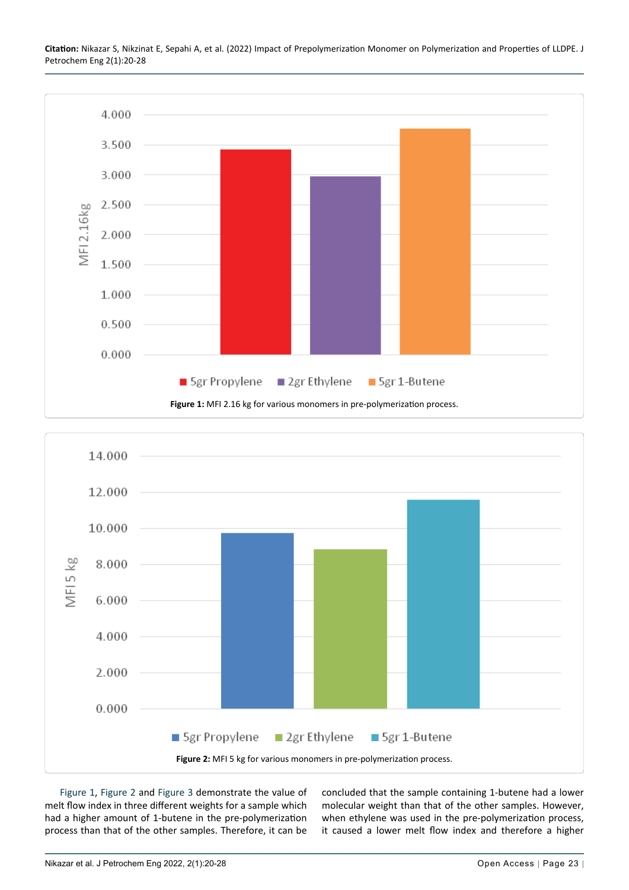Figure 1: MFI 2.16 kg for various monomers in pre-polymerization process.

Figure 2: MFI 5 kg for various monomers in pre-polymerization process.

Figure 1, Figure 2 and Figure 3 demonstrate the value of melt flow index in three different weights for a sample which had a higher amount of 1-butene in the pre-polymerization process than that of the other samples. Therefore, it can be concluded that the sample containing 1-butene had a lower molecular weight than that of the other samples. However, when ethylene was used in the pre-polymerization process, it caused a lower melt flow index and therefore a higher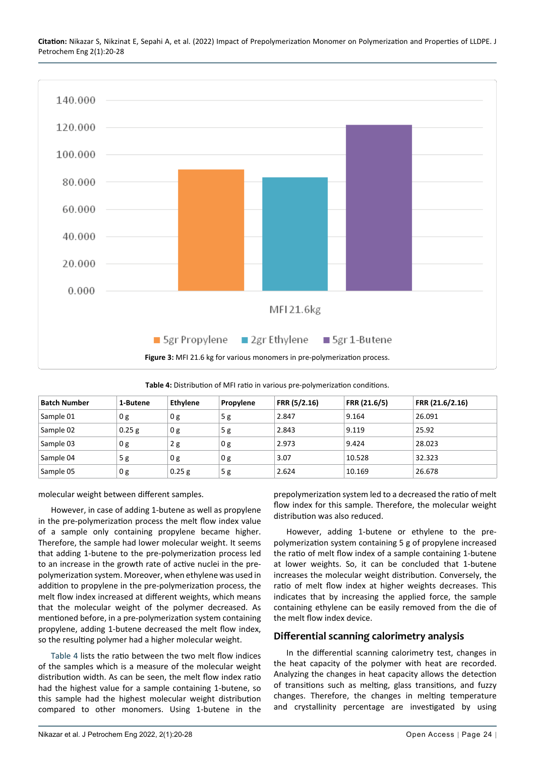Figure 3: MFI 21.6 kg for various monomers in pre-polymerization process.

Table 4: Distribution of MFI ratio in various pre-polymerization conditions.

| Batch Number | 1-Butene | Ethylene | Propylene | FRR (5/2.16) | FRR (21.6/5) | FRR (21.6/2.16) |
|---|---|---|---|---|---|---|
| Sample 01 | 0 g | 0 g | 5 g | 2.847 | 9.164 | 26.091 |
| Sample 02 | 0.25 g | 0 g | 5 g | 2.843 | 9.119 | 25.92 |
| Sample 03 | 0 g | 2 g | 0 g | 2.973 | 9.424 | 28.023 |
| Sample 04 | 5 g | 0 g | 0 g | 3.07 | 10.528 | 32.323 |
| Sample 05 | 0 g | 0.25 g | 5 g | 2.624 | 10.169 | 26.678 |

molecular weight between different samples.

However, in case of adding 1-butene as well as propylene in the pre-polymerization process the melt flow index value of a sample only containing propylene became higher. Therefore, the sample had lower molecular weight. It seems that adding 1-butene to the pre-polymerization process led to an increase in the growth rate of active nuclei in the pre-polymerization system. Moreover, when ethylene was used in addition to propylene in the pre-polymerization process, the melt flow index increased at different weights, which means that the molecular weight of the polymer decreased. As mentioned before, in a pre-polymerization system containing propylene, adding 1-butene decreased the melt flow index, so the resulting polymer had a higher molecular weight.

Table 4 lists the ratio between the two melt flow indices of the samples which is a measure of the molecular weight distribution width. As can be seen, the melt flow index ratio had the highest value for a sample containing 1-butene, so this sample had the highest molecular weight distribution compared to other monomers. Using 1-butene in the prepolymerization system led to a decreased the ratio of melt flow index for this sample. Therefore, the molecular weight distribution was also reduced.

However, adding 1-butene or ethylene to the pre-polymerization system containing 5 g of propylene increased the ratio of melt flow index of a sample containing 1-butene at lower weights. So, it can be concluded that 1-butene increases the molecular weight distribution. Conversely, the ratio of melt flow index at higher weights decreases. This indicates that by increasing the applied force, the sample containing ethylene can be easily removed from the die of the melt flow index device.

## Differential scanning calorimetry analysis

In the differential scanning calorimetry test, changes in the heat capacity of the polymer with heat are recorded. Analyzing the changes in heat capacity allows the detection of transitions such as melting, glass transitions, and fuzzy changes. Therefore, the changes in melting temperature and crystallinity percentage are investigated by using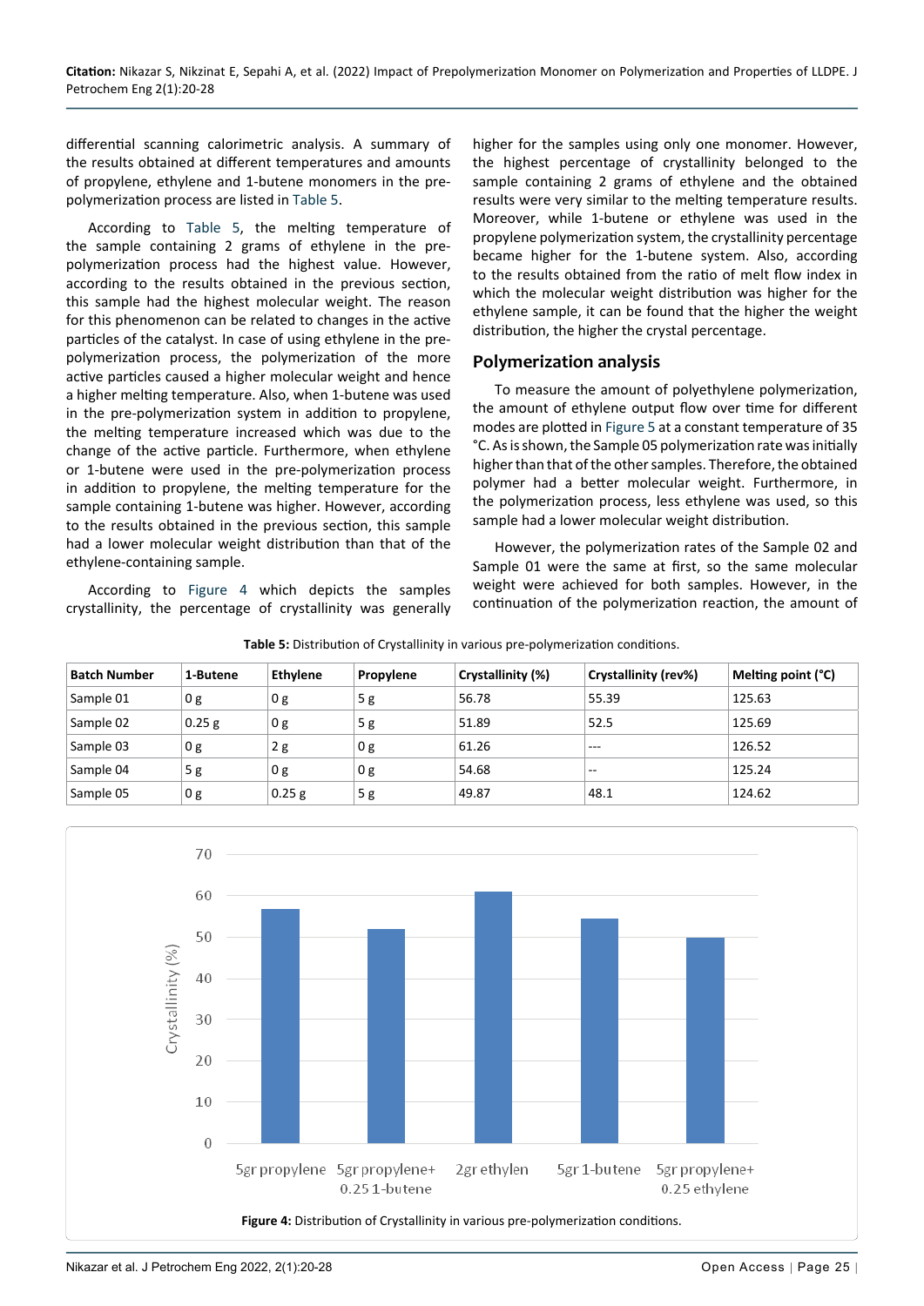differential scanning calorimetric analysis. A summary of the results obtained at different temperatures and amounts of propylene, ethylene and 1-butene monomers in the pre-polymerization process are listed in Table 5.

According to Table 5, the melting temperature of the sample containing 2 grams of ethylene in the pre-polymerization process had the highest value. However, according to the results obtained in the previous section, this sample had the highest molecular weight. The reason for this phenomenon can be related to changes in the active particles of the catalyst. In case of using ethylene in the pre-polymerization process, the polymerization of the more active particles caused a higher molecular weight and hence a higher melting temperature. Also, when 1-butene was used in the pre-polymerization system in addition to propylene, the melting temperature increased which was due to the change of the active particle. Furthermore, when ethylene or 1-butene were used in the pre-polymerization process in addition to propylene, the melting temperature for the sample containing 1-butene was higher. However, according to the results obtained in the previous section, this sample had a lower molecular weight distribution than that of the ethylene-containing sample.

According to Figure 4 which depicts the samples crystallinity, the percentage of crystallinity was generally higher for the samples using only one monomer. However, the highest percentage of crystallinity belonged to the sample containing 2 grams of ethylene and the obtained results were very similar to the melting temperature results. Moreover, while 1-butene or ethylene was used in the propylene polymerization system, the crystallinity percentage became higher for the 1-butene system. Also, according to the results obtained from the ratio of melt flow index in which the molecular weight distribution was higher for the ethylene sample, it can be found that the higher the weight distribution, the higher the crystal percentage.

## Polymerization analysis

To measure the amount of polyethylene polymerization, the amount of ethylene output flow over time for different modes are plotted in Figure 5 at a constant temperature of 35 °C. As is shown, the Sample 05 polymerization rate was initially higher than that of the other samples. Therefore, the obtained polymer had a better molecular weight. Furthermore, in the polymerization process, less ethylene was used, so this sample had a lower molecular weight distribution.

However, the polymerization rates of the Sample 02 and Sample 01 were the same at first, so the same molecular weight were achieved for both samples. However, in the continuation of the polymerization reaction, the amount of

**Table 5:** Distribution of Crystallinity in various pre-polymerization conditions.

| Batch Number | 1-Butene | Ethylene | Propylene | Crystallinity (%) | Crystallinity (rev%) | Melting point (°C) |
|---|---|---|---|---|---|---|
| Sample 01 | 0 g | 0 g | 5 g | 56.78 | 55.39 | 125.63 |
| Sample 02 | 0.25 g | 0 g | 5 g | 51.89 | 52.5 | 125.69 |
| Sample 03 | 0 g | 2 g | 0 g | 61.26 | --- | 126.52 |
| Sample 04 | 5 g | 0 g | 0 g | 54.68 | -- | 125.24 |
| Sample 05 | 0 g | 0.25 g | 5 g | 49.87 | 48.1 | 124.62 |

**Figure 4:** Distribution of Crystallinity in various pre-polymerization conditions.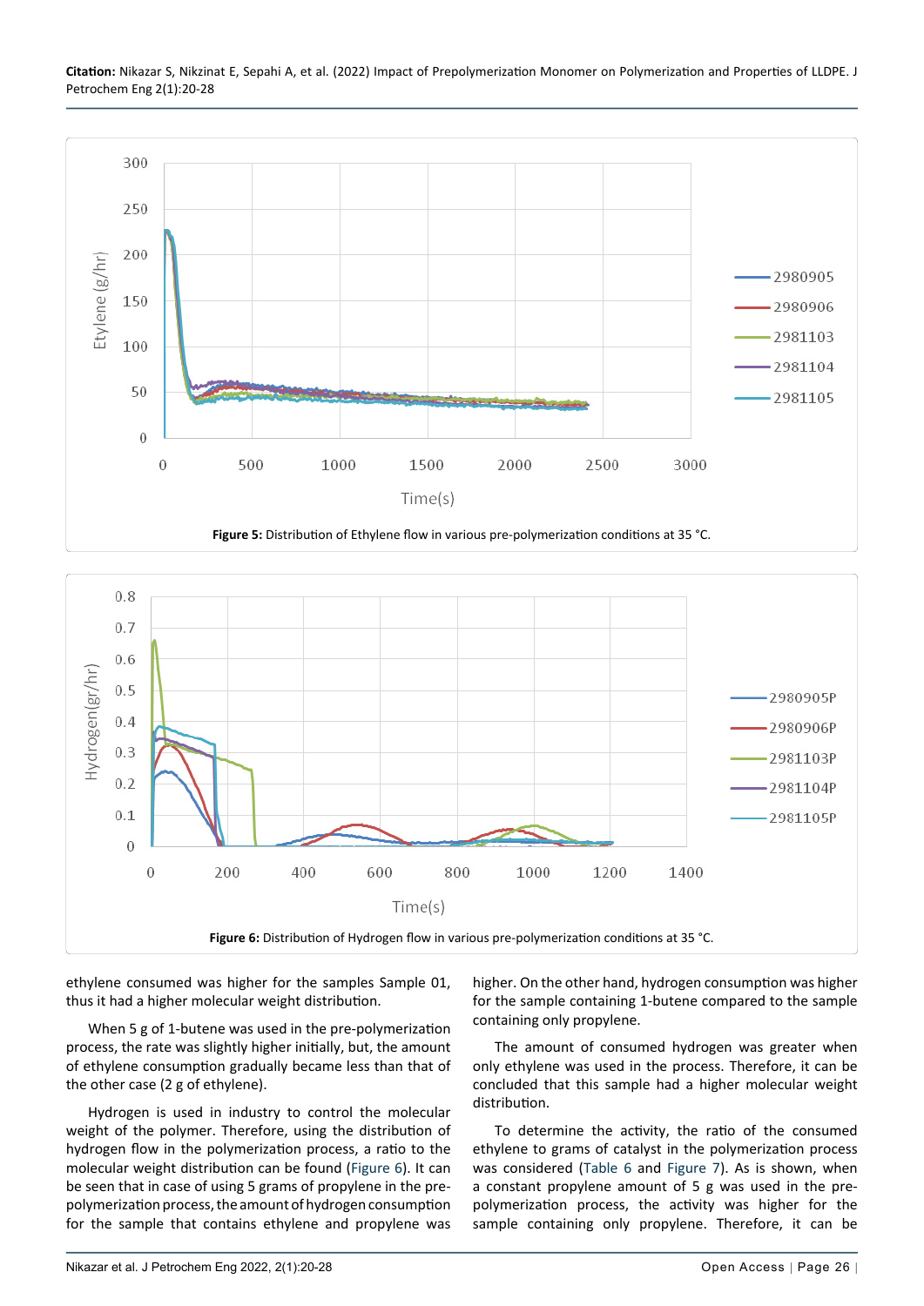Figure 5: Distribution of Ethylene flow in various pre-polymerization conditions at 35 °C.

Figure 6: Distribution of Hydrogen flow in various pre-polymerization conditions at 35 °C.

ethylene consumed was higher for the samples Sample 01, thus it had a higher molecular weight distribution.

When 5 g of 1-butene was used in the pre-polymerization process, the rate was slightly higher initially, but, the amount of ethylene consumption gradually became less than that of the other case (2 g of ethylene).

Hydrogen is used in industry to control the molecular weight of the polymer. Therefore, using the distribution of hydrogen flow in the polymerization process, a ratio to the molecular weight distribution can be found (Figure 6). It can be seen that in case of using 5 grams of propylene in the pre-polymerization process, the amount of hydrogen consumption for the sample that contains ethylene and propylene was higher. On the other hand, hydrogen consumption was higher for the sample containing 1-butene compared to the sample containing only propylene.

The amount of consumed hydrogen was greater when only ethylene was used in the process. Therefore, it can be concluded that this sample had a higher molecular weight distribution.

To determine the activity, the ratio of the consumed ethylene to grams of catalyst in the polymerization process was considered (Table 6 and Figure 7). As is shown, when a constant propylene amount of 5 g was used in the pre-polymerization process, the activity was higher for the sample containing only propylene. Therefore, it can be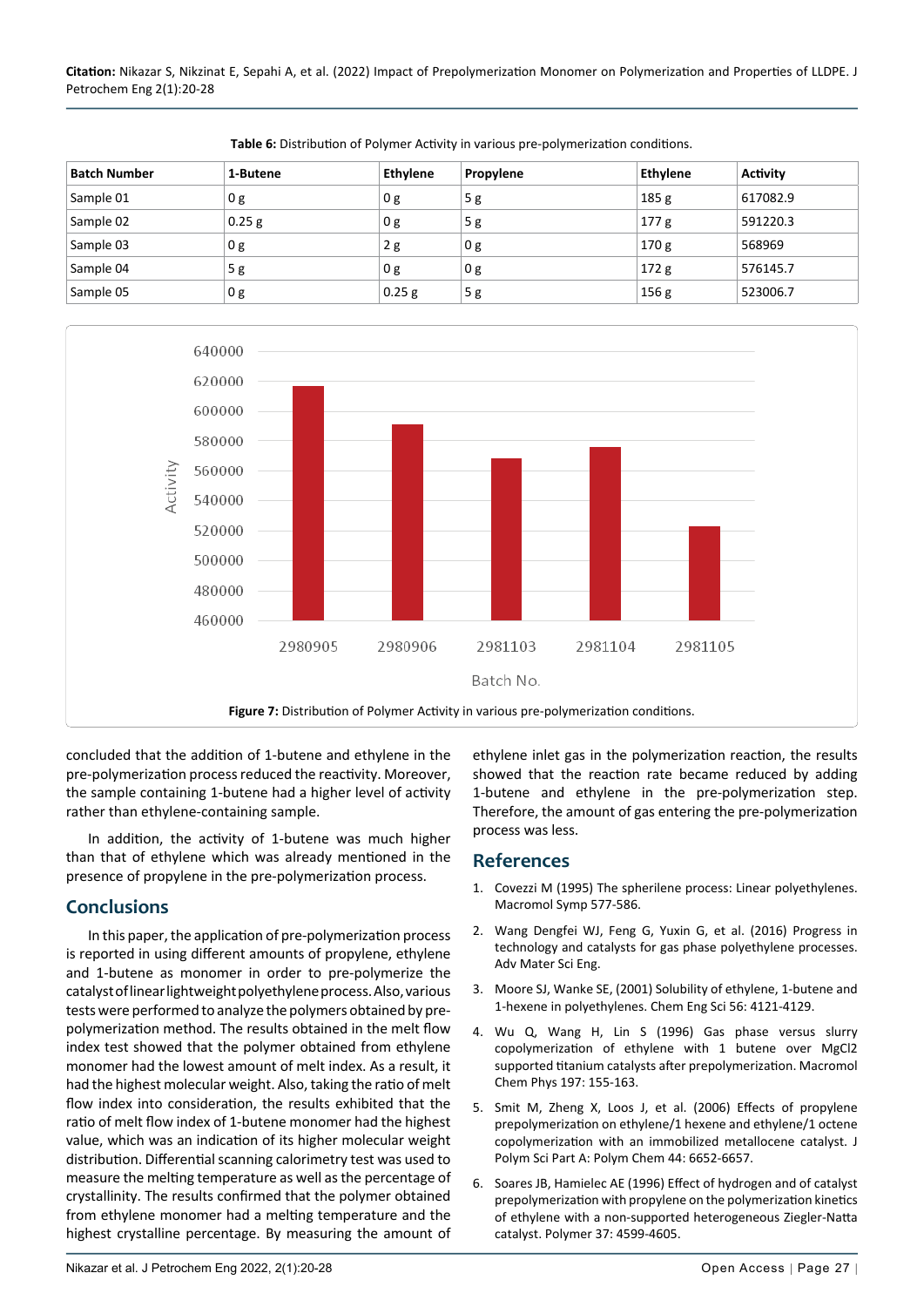**Table 6:** Distribution of Polymer Activity in various pre-polymerization conditions.

| Batch Number | 1-Butene | Ethylene | Propylene | Ethylene | Activity |
|---|---|---|---|---|---|
| Sample 01 | 0 g | 0 g | 5 g | 185 g | 617082.9 |
| Sample 02 | 0.25 g | 0 g | 5 g | 177 g | 591220.3 |
| Sample 03 | 0 g | 2 g | 0 g | 170 g | 568969 |
| Sample 04 | 5 g | 0 g | 0 g | 172 g | 576145.7 |
| Sample 05 | 0 g | 0.25 g | 5 g | 156 g | 523006.7 |

**Figure 7:** Distribution of Polymer Activity in various pre-polymerization conditions.

concluded that the addition of 1-butene and ethylene in the pre-polymerization process reduced the reactivity. Moreover, the sample containing 1-butene had a higher level of activity rather than ethylene-containing sample.

In addition, the activity of 1-butene was much higher than that of ethylene which was already mentioned in the presence of propylene in the pre-polymerization process.

## Conclusions

In this paper, the application of pre-polymerization process is reported in using different amounts of propylene, ethylene and 1-butene as monomer in order to pre-polymerize the catalyst of linear lightweight polyethylene process. Also, various tests were performed to analyze the polymers obtained by pre-polymerization method. The results obtained in the melt flow index test showed that the polymer obtained from ethylene monomer had the lowest amount of melt index. As a result, it had the highest molecular weight. Also, taking the ratio of melt flow index into consideration, the results exhibited that the ratio of melt flow index of 1-butene monomer had the highest value, which was an indication of its higher molecular weight distribution. Differential scanning calorimetry test was used to measure the melting temperature as well as the percentage of crystallinity. The results confirmed that the polymer obtained from ethylene monomer had a melting temperature and the highest crystalline percentage. By measuring the amount of ethylene inlet gas in the polymerization reaction, the results showed that the reaction rate became reduced by adding 1-butene and ethylene in the pre-polymerization step. Therefore, the amount of gas entering the pre-polymerization process was less.

## References

1. Covezzi M (1995) The spherilene process: Linear polyethylenes. Macromol Symp 577-586.
2. Wang Dengfei WJ, Feng G, Yuxin G, et al. (2016) Progress in technology and catalysts for gas phase polyethylene processes. Adv Mater Sci Eng.
3. Moore SJ, Wanke SE, (2001) Solubility of ethylene, 1-butene and 1-hexene in polyethylenes. Chem Eng Sci 56: 4121-4129.
4. Wu Q, Wang H, Lin S (1996) Gas phase versus slurry copolymerization of ethylene with 1 butene over $MgCl_2$ supported titanium catalysts after prepolymerization. Macromol Chem Phys 197: 155-163.
5. Smit M, Zheng X, Loos J, et al. (2006) Effects of propylene prepolymerization on ethylene/1 hexene and ethylene/1 octene copolymerization with an immobilized metallocene catalyst. J Polym Sci Part A: Polym Chem 44: 6652-6657.
6. Soares JB, Hamielec AE (1996) Effect of hydrogen and of catalyst prepolymerization with propylene on the polymerization kinetics of ethylene with a non-supported heterogeneous Ziegler-Natta catalyst. Polymer 37: 4599-4605.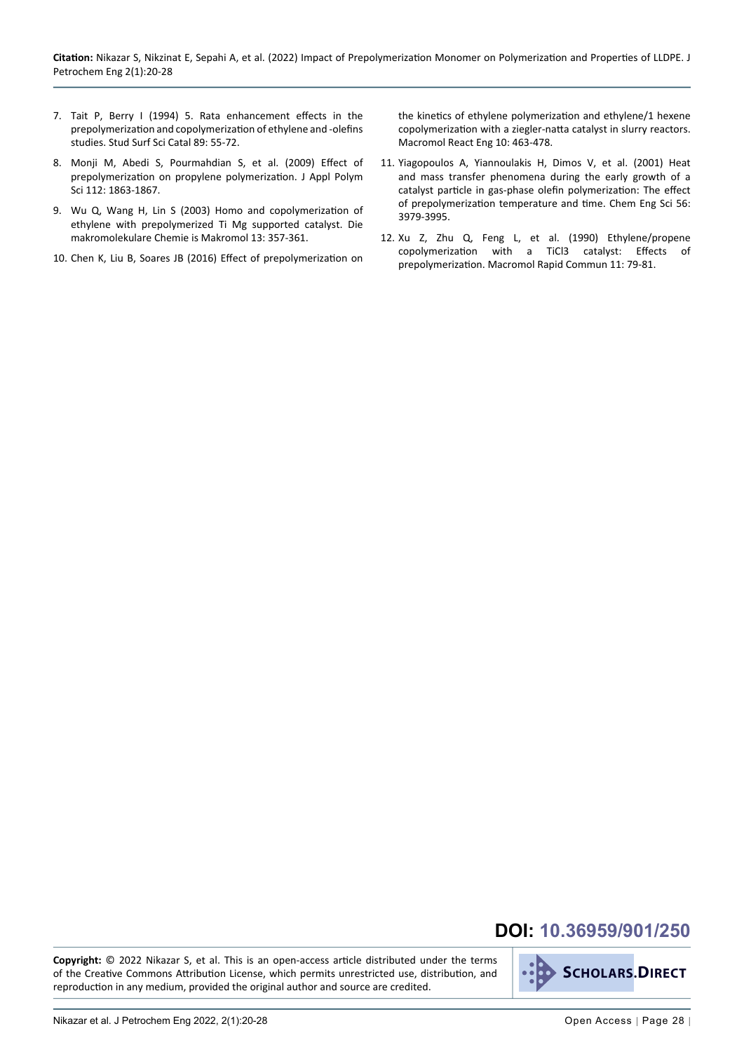7. Tait P, Berry I (1994) 5. Rata enhancement effects in the prepolymerization and copolymerization of ethylene and -olefins studies. Stud Surf Sci Catal 89: 55-72.
8. Monji M, Abedi S, Pourmahdian S, et al. (2009) Effect of prepolymerization on propylene polymerization. J Appl Polym Sci 112: 1863-1867.
9. Wu Q, Wang H, Lin S (2003) Homo and copolymerization of ethylene with prepolymerized Ti Mg supported catalyst. Die makromolekulare Chemie is Makromol 13: 357-361.
10. Chen K, Liu B, Soares JB (2016) Effect of prepolymerization on the kinetics of ethylene polymerization and ethylene/1 hexene copolymerization with a ziegler-natta catalyst in slurry reactors. Macromol React Eng 10: 463-478.
11. Yiagopoulos A, Yiannoulakis H, Dimos V, et al. (2001) Heat and mass transfer phenomena during the early growth of a catalyst particle in gas-phase olefin polymerization: The effect of prepolymerization temperature and time. Chem Eng Sci 56: 3979-3995.
12. Xu Z, Zhu Q, Feng L, et al. (1990) Ethylene/propene copolymerization with a $TiCl_3$ catalyst: Effects of prepolymerization. Macromol Rapid Commun 11: 79-81.

**DOI: 10.36959/901/250**

**Copyright:** © 2022 Nikazar S, et al. This is an open-access article distributed under the terms of the Creative Commons Attribution License, which permits unrestricted use, distribution, and reproduction in any medium, provided the original author and source are credited.